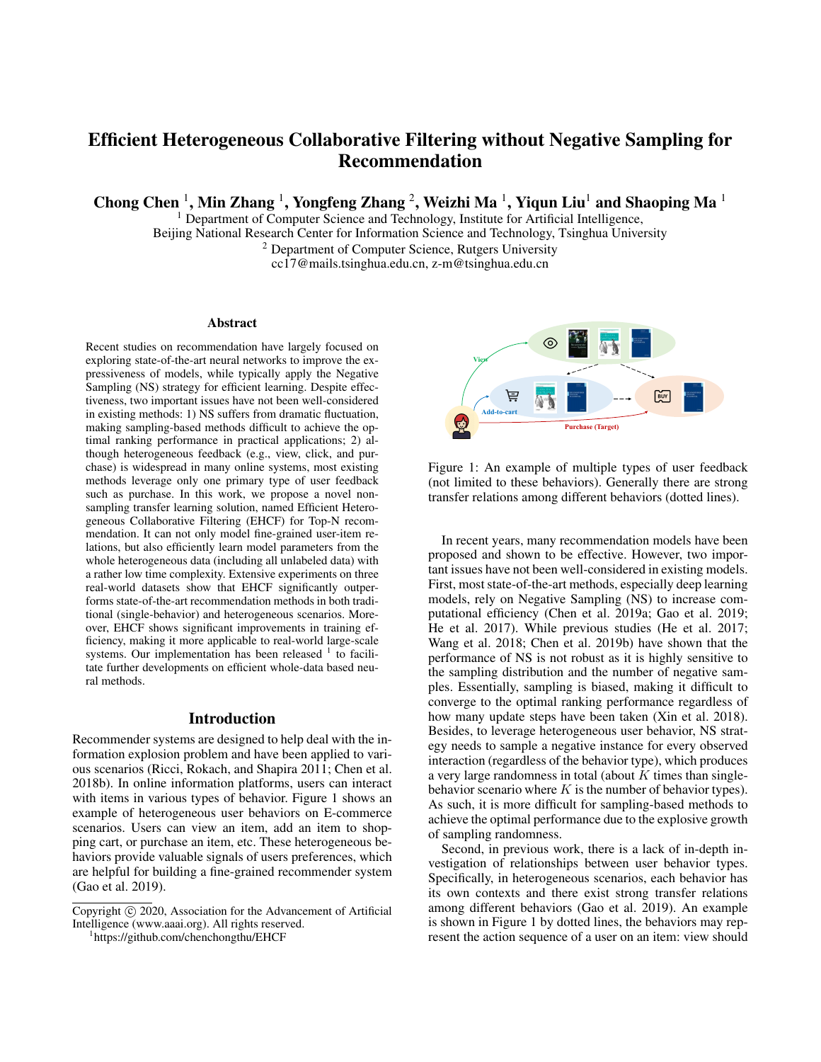# Efficient Heterogeneous Collaborative Filtering without Negative Sampling for Recommendation

**Chong Chen [1], Min Zhang [1], Yongfeng Zhang [2], Weizhi Ma [1], Yiqun Liu[1] and Shaoping Ma [1]**

[1] Department of Computer Science and Technology, Institute for Artificial Intelligence,
Beijing National Research Center for Information Science and Technology, Tsinghua University
[2] Department of Computer Science, Rutgers University
cc17@mails.tsinghua.edu.cn, z-m@tsinghua.edu.cn

## Abstract

Recent studies on recommendation have largely focused on exploring state-of-the-art neural networks to improve the expressiveness of models, while typically apply the Negative Sampling (NS) strategy for efficient learning. Despite effectiveness, two important issues have not been well-considered in existing methods: 1) NS suffers from dramatic fluctuation, making sampling-based methods difficult to achieve the optimal ranking performance in practical applications; 2) although heterogeneous feedback (e.g., view, click, and purchase) is widespread in many online systems, most existing methods leverage only one primary type of user feedback such as purchase. In this work, we propose a novel non-sampling transfer learning solution, named Efficient Heterogeneous Collaborative Filtering (EHCF) for Top-N recommendation. It can not only model fine-grained user-item relations, but also efficiently learn model parameters from the whole heterogeneous data (including all unlabeled data) with a rather low time complexity. Extensive experiments on three real-world datasets show that EHCF significantly outperforms state-of-the-art recommendation methods in both traditional (single-behavior) and heterogeneous scenarios. Moreover, EHCF shows significant improvements in training efficiency, making it more applicable to real-world large-scale systems. Our implementation has been released [1] to facilitate further developments on efficient whole-data based neural methods.

## Introduction

Recommender systems are designed to help deal with the information explosion problem and have been applied to various scenarios (Ricci, Rokach, and Shapira 2011; Chen et al. 2018b). In online information platforms, users can interact with items in various types of behavior. Figure 1 shows an example of heterogeneous user behaviors on E-commerce scenarios. Users can view an item, add an item to shopping cart, or purchase an item, etc. These heterogeneous behaviors provide valuable signals of users preferences, which are helpful for building a fine-grained recommender system (Gao et al. 2019).

Figure 1: An example of multiple types of user feedback (not limited to these behaviors). Generally there are strong transfer relations among different behaviors (dotted lines).

In recent years, many recommendation models have been proposed and shown to be effective. However, two important issues have not been well-considered in existing models. First, most state-of-the-art methods, especially deep learning models, rely on Negative Sampling (NS) to increase computational efficiency (Chen et al. 2019a; Gao et al. 2019; He et al. 2017). While previous studies (He et al. 2017; Wang et al. 2018; Chen et al. 2019b) have shown that the performance of NS is not robust as it is highly sensitive to the sampling distribution and the number of negative samples. Essentially, sampling is biased, making it difficult to converge to the optimal ranking performance regardless of how many update steps have been taken (Xin et al. 2018). Besides, to leverage heterogeneous user behavior, NS strategy needs to sample a negative instance for every observed interaction (regardless of the behavior type), which produces a very large randomness in total (about $K$ times than single-behavior scenario where $K$ is the number of behavior types). As such, it is more difficult for sampling-based methods to achieve the optimal performance due to the explosive growth of sampling randomness.

Second, in previous work, there is a lack of in-depth investigation of relationships between user behavior types. Specifically, in heterogeneous scenarios, each behavior has its own contexts and there exist strong transfer relations among different behaviors (Gao et al. 2019). An example is shown in Figure 1 by dotted lines, the behaviors may represent the action sequence of a user on an item: view should

Copyright © 2020, Association for the Advancement of Artificial Intelligence (www.aaai.org). All rights reserved.

[1] https://github.com/chenchongthu/EHCF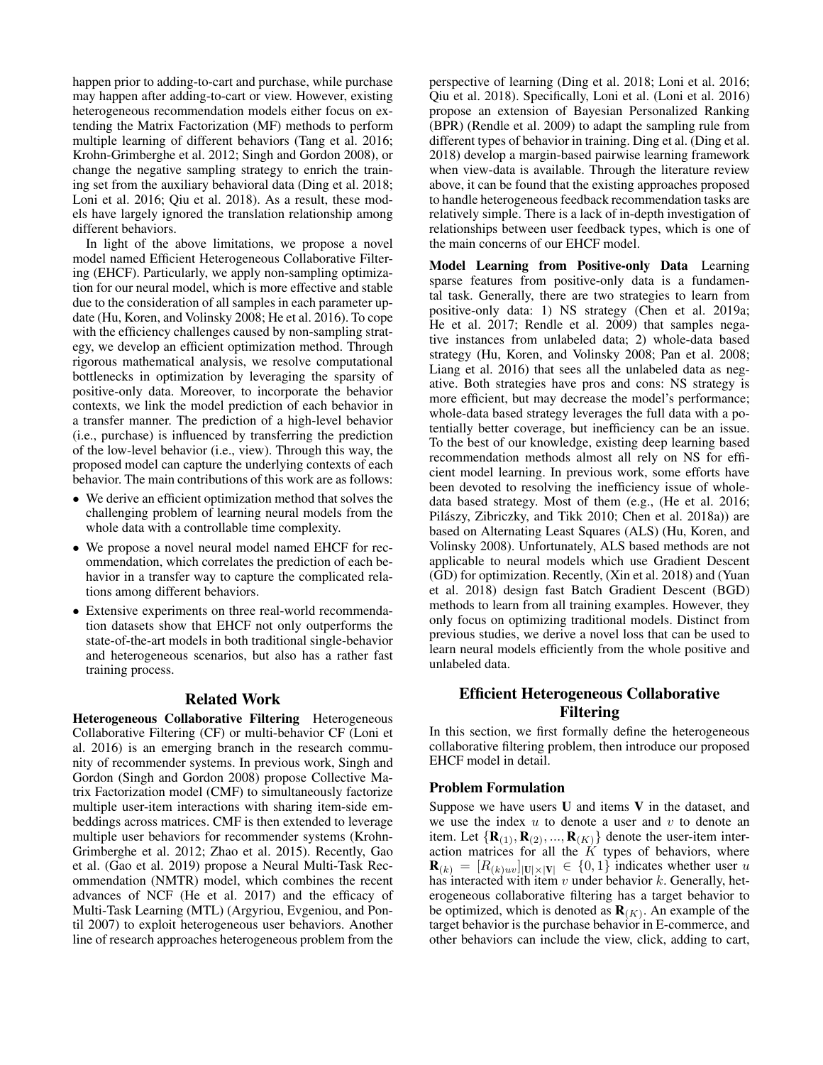happen prior to adding-to-cart and purchase, while purchase may happen after adding-to-cart or view. However, existing heterogeneous recommendation models either focus on extending the Matrix Factorization (MF) methods to perform multiple learning of different behaviors (Tang et al. 2016; Krohn-Grimberghe et al. 2012; Singh and Gordon 2008), or change the negative sampling strategy to enrich the training set from the auxiliary behavioral data (Ding et al. 2018; Loni et al. 2016; Qiu et al. 2018). As a result, these models have largely ignored the translation relationship among different behaviors.

In light of the above limitations, we propose a novel model named Efficient Heterogeneous Collaborative Filtering (EHCF). Particularly, we apply non-sampling optimization for our neural model, which is more effective and stable due to the consideration of all samples in each parameter update (Hu, Koren, and Volinsky 2008; He et al. 2016). To cope with the efficiency challenges caused by non-sampling strategy, we develop an efficient optimization method. Through rigorous mathematical analysis, we resolve computational bottlenecks in optimization by leveraging the sparsity of positive-only data. Moreover, to incorporate the behavior contexts, we link the model prediction of each behavior in a transfer manner. The prediction of a high-level behavior (i.e., purchase) is influenced by transferring the prediction of the low-level behavior (i.e., view). Through this way, the proposed model can capture the underlying contexts of each behavior. The main contributions of this work are as follows:

- We derive an efficient optimization method that solves the challenging problem of learning neural models from the whole data with a controllable time complexity.
- We propose a novel neural model named EHCF for recommendation, which correlates the prediction of each behavior in a transfer way to capture the complicated relations among different behaviors.
- Extensive experiments on three real-world recommendation datasets show that EHCF not only outperforms the state-of-the-art models in both traditional single-behavior and heterogeneous scenarios, but also has a rather fast training process.

## Related Work

**Heterogeneous Collaborative Filtering** Heterogeneous Collaborative Filtering (CF) or multi-behavior CF (Loni et al. 2016) is an emerging branch in the research community of recommender systems. In previous work, Singh and Gordon (Singh and Gordon 2008) propose Collective Matrix Factorization model (CMF) to simultaneously factorize multiple user-item interactions with sharing item-side embeddings across matrices. CMF is then extended to leverage multiple user behaviors for recommender systems (Krohn-Grimberghe et al. 2012; Zhao et al. 2015). Recently, Gao et al. (Gao et al. 2019) propose a Neural Multi-Task Recommendation (NMTR) model, which combines the recent advances of NCF (He et al. 2017) and the efficacy of Multi-Task Learning (MTL) (Argyriou, Evgeniou, and Pontil 2007) to exploit heterogeneous user behaviors. Another line of research approaches heterogeneous problem from the perspective of learning (Ding et al. 2018; Loni et al. 2016; Qiu et al. 2018). Specifically, Loni et al. (Loni et al. 2016) propose an extension of Bayesian Personalized Ranking (BPR) (Rendle et al. 2009) to adapt the sampling rule from different types of behavior in training. Ding et al. (Ding et al. 2018) develop a margin-based pairwise learning framework when view-data is available. Through the literature review above, it can be found that the existing approaches proposed to handle heterogeneous feedback recommendation tasks are relatively simple. There is a lack of in-depth investigation of relationships between user feedback types, which is one of the main concerns of our EHCF model.

**Model Learning from Positive-only Data** Learning sparse features from positive-only data is a fundamental task. Generally, there are two strategies to learn from positive-only data: 1) NS strategy (Chen et al. 2019a; He et al. 2017; Rendle et al. 2009) that samples negative instances from unlabeled data; 2) whole-data based strategy (Hu, Koren, and Volinsky 2008; Pan et al. 2008; Liang et al. 2016) that sees all the unlabeled data as negative. Both strategies have pros and cons: NS strategy is more efficient, but may decrease the model's performance; whole-data based strategy leverages the full data with a potentially better coverage, but inefficiency can be an issue. To the best of our knowledge, existing deep learning based recommendation methods almost all rely on NS for efficient model learning. In previous work, some efforts have been devoted to resolving the inefficiency issue of whole-data based strategy. Most of them (e.g., (He et al. 2016; Pilászy, Zibriczky, and Tikk 2010; Chen et al. 2018a)) are based on Alternating Least Squares (ALS) (Hu, Koren, and Volinsky 2008). Unfortunately, ALS based methods are not applicable to neural models which use Gradient Descent (GD) for optimization. Recently, (Xin et al. 2018) and (Yuan et al. 2018) design fast Batch Gradient Descent (BGD) methods to learn from all training examples. However, they only focus on optimizing traditional models. Distinct from previous studies, we derive a novel loss that can be used to learn neural models efficiently from the whole positive and unlabeled data.

## Efficient Heterogeneous Collaborative Filtering

In this section, we first formally define the heterogeneous collaborative filtering problem, then introduce our proposed EHCF model in detail.

### Problem Formulation

Suppose we have users $\mathbf{U}$ and items $\mathbf{V}$ in the dataset, and we use the index $u$ to denote a user and $v$ to denote an item. Let $\{\mathbf{R}_{(1)}, \mathbf{R}_{(2)}, ..., \mathbf{R}_{(K)}\}$ denote the user-item interaction matrices for all the $K$ types of behaviors, where $\mathbf{R}_{(k)} = [R_{(k)uv}]_{|\mathbf{U}|\times|\mathbf{V}|} \in \{0, 1\}$ indicates whether user $u$ has interacted with item $v$ under behavior $k$. Generally, heterogeneous collaborative filtering has a target behavior to be optimized, which is denoted as $\mathbf{R}_{(K)}$. An example of the target behavior is the purchase behavior in E-commerce, and other behaviors can include the view, click, adding to cart,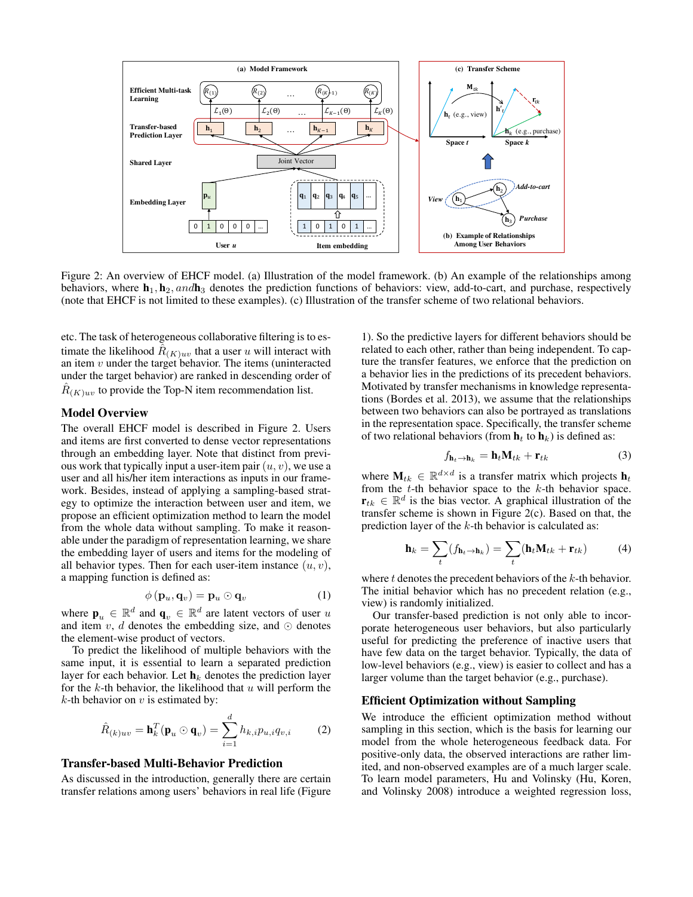Figure 2: An overview of EHCF model. (a) Illustration of the model framework. (b) An example of the relationships among behaviors, where $\mathbf{h}_1, \mathbf{h}_2, and \mathbf{h}_3$ denotes the prediction functions of behaviors: view, add-to-cart, and purchase, respectively (note that EHCF is not limited to these examples). (c) Illustration of the transfer scheme of two relational behaviors.

etc. The task of heterogeneous collaborative filtering is to estimate the likelihood $\hat{R}_{(K)uv}$ that a user $u$ will interact with an item $v$ under the target behavior. The items (uninteracted under the target behavior) are ranked in descending order of $\hat{R}_{(K)uv}$ to provide the Top-N item recommendation list.

## Model Overview

The overall EHCF model is described in Figure 2. Users and items are first converted to dense vector representations through an embedding layer. Note that distinct from previous work that typically input a user-item pair $(u, v)$, we use a user and all his/her item interactions as inputs in our framework. Besides, instead of applying a sampling-based strategy to optimize the interaction between user and item, we propose an efficient optimization method to learn the model from the whole data without sampling. To make it reasonable under the paradigm of representation learning, we share the embedding layer of users and items for the modeling of all behavior types. Then for each user-item instance $(u, v)$, a mapping function is defined as:

$$\phi(\mathbf{p}_u, \mathbf{q}_v) = \mathbf{p}_u \odot \mathbf{q}_v \tag{1}$$

where $\mathbf{p}_u \in \mathbb{R}^d$ and $\mathbf{q}_v \in \mathbb{R}^d$ are latent vectors of user $u$ and item $v$, $d$ denotes the embedding size, and $\odot$ denotes the element-wise product of vectors.

To predict the likelihood of multiple behaviors with the same input, it is essential to learn a separated prediction layer for each behavior. Let $\mathbf{h}_k$ denotes the prediction layer for the $k$-th behavior, the likelihood that $u$ will perform the $k$-th behavior on $v$ is estimated by:

$$\hat{R}_{(k)uv} = \mathbf{h}_k^T(\mathbf{p}_u \odot \mathbf{q}_v) = \sum_{i=1}^{d} h_{k,i} p_{u,i} q_{v,i} \tag{2}$$

## Transfer-based Multi-Behavior Prediction

As discussed in the introduction, generally there are certain transfer relations among users' behaviors in real life (Figure 1). So the predictive layers for different behaviors should be related to each other, rather than being independent. To capture the transfer features, we enforce that the prediction on a behavior lies in the predictions of its precedent behaviors. Motivated by transfer mechanisms in knowledge representations (Bordes et al. 2013), we assume that the relationships between two behaviors can also be portrayed as translations in the representation space. Specifically, the transfer scheme of two relational behaviors (from $\mathbf{h}_t$ to $\mathbf{h}_k$) is defined as:

$$f_{\mathbf{h}_t \to \mathbf{h}_k} = \mathbf{h}_t \mathbf{M}_{tk} + \mathbf{r}_{tk} \tag{3}$$

where $\mathbf{M}_{tk} \in \mathbb{R}^{d \times d}$ is a transfer matrix which projects $\mathbf{h}_t$ from the $t$-th behavior space to the $k$-th behavior space. $\mathbf{r}_{tk} \in \mathbb{R}^d$ is the bias vector. A graphical illustration of the transfer scheme is shown in Figure 2(c). Based on that, the prediction layer of the $k$-th behavior is calculated as:

$$\mathbf{h}_k = \sum_t (f_{\mathbf{h}_t \to \mathbf{h}_k}) = \sum_t (\mathbf{h}_t \mathbf{M}_{tk} + \mathbf{r}_{tk}) \tag{4}$$

where $t$ denotes the precedent behaviors of the $k$-th behavior. The initial behavior which has no precedent relation (e.g., view) is randomly initialized.

Our transfer-based prediction is not only able to incorporate heterogeneous user behaviors, but also particularly useful for predicting the preference of inactive users that have few data on the target behavior. Typically, the data of low-level behaviors (e.g., view) is easier to collect and has a larger volume than the target behavior (e.g., purchase).

## Efficient Optimization without Sampling

We introduce the efficient optimization method without sampling in this section, which is the basis for learning our model from the whole heterogeneous feedback data. For positive-only data, the observed interactions are rather limited, and non-observed examples are of a much larger scale. To learn model parameters, Hu and Volinsky (Hu, Koren, and Volinsky 2008) introduce a weighted regression loss,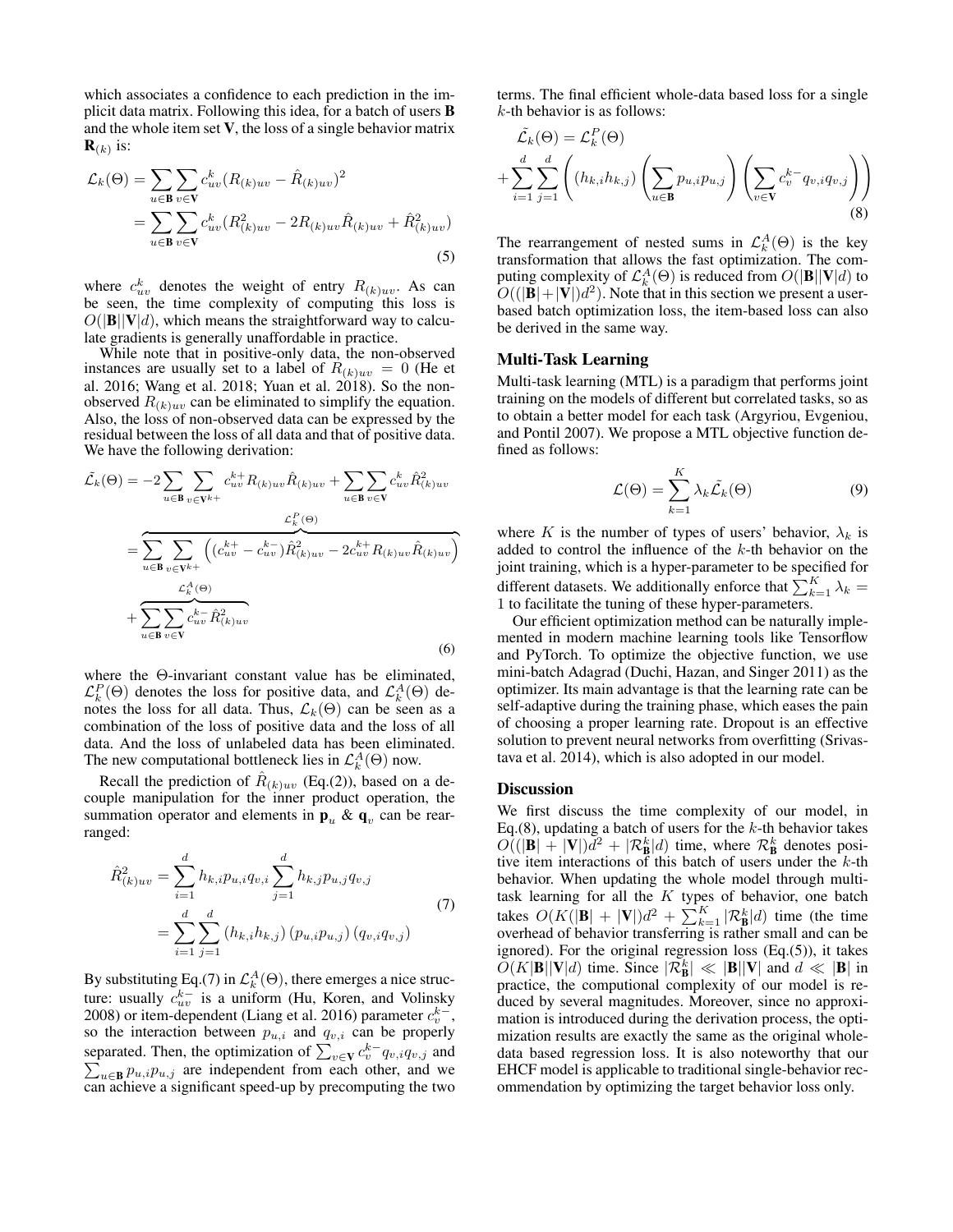which associates a confidence to each prediction in the implicit data matrix. Following this idea, for a batch of users $\mathbf{B}$ and the whole item set $\mathbf{V}$, the loss of a single behavior matrix $\mathbf{R}_{(k)}$ is:

$$
\begin{aligned}
\mathcal{L}_k(\Theta) &= \sum_{u \in \mathbf{B}} \sum_{v \in \mathbf{V}} c_{uv}^k (R_{(k)uv} - \hat{R}_{(k)uv})^2 \\
&= \sum_{u \in \mathbf{B}} \sum_{v \in \mathbf{V}} c_{uv}^k (R_{(k)uv}^2 - 2R_{(k)uv}\hat{R}_{(k)uv} + \hat{R}_{(k)uv}^2)
\end{aligned}
\tag{5}
$$

where $c_{uv}^k$ denotes the weight of entry $R_{(k)uv}$. As can be seen, the time complexity of computing this loss is $O(|\mathbf{B}||\mathbf{V}|d)$, which means the straightforward way to calculate gradients is generally unaffordable in practice.

While note that in positive-only data, the non-observed instances are usually set to a label of $R_{(k)uv} = 0$ (He et al. 2016; Wang et al. 2018; Yuan et al. 2018). So the non-observed $R_{(k)uv}$ can be eliminated to simplify the equation. Also, the loss of non-observed data can be expressed by the residual between the loss of all data and that of positive data. We have the following derivation:

$$
\begin{aligned}
\tilde{\mathcal{L}}_k(\Theta) &= -2\sum_{u \in \mathbf{B}} \sum_{v \in \mathbf{V}^{k+}} c_{uv}^{k+} R_{(k)uv}\hat{R}_{(k)uv} + \sum_{u \in \mathbf{B}} \sum_{v \in \mathbf{V}} c_{uv}^k \hat{R}_{(k)uv}^2 \\
&= \overbrace{\sum_{u \in \mathbf{B}} \sum_{v \in \mathbf{V}^{k+}} \left( (c_{uv}^{k+} - c_{uv}^{k-})\hat{R}_{(k)uv}^2 - 2c_{uv}^{k+} R_{(k)uv}\hat{R}_{(k)uv} \right)}^{\mathcal{L}_k^P(\Theta)} \\
&+ \overbrace{\sum_{u \in \mathbf{B}} \sum_{v \in \mathbf{V}} c_{uv}^{k-} \hat{R}_{(k)uv}^2}^{\mathcal{L}_k^A(\Theta)}
\end{aligned}
\tag{6}
$$

where the $\Theta$-invariant constant value has been eliminated, $\mathcal{L}_k^P(\Theta)$ denotes the loss for positive data, and $\mathcal{L}_k^A(\Theta)$ denotes the loss for all data. Thus, $\mathcal{L}_k(\Theta)$ can be seen as a combination of the loss of positive data and the loss of all data. And the loss of unlabeled data has been eliminated. The new computational bottleneck lies in $\mathcal{L}_k^A(\Theta)$ now.

Recall the prediction of $\hat{R}_{(k)uv}$ (Eq.(2)), based on a decouple manipulation for the inner product operation, the summation operator and elements in $\mathbf{p}_u$ & $\mathbf{q}_v$ can be rearranged:

$$
\begin{aligned}
\hat{R}_{(k)uv}^2 &= \sum_{i=1}^{d} h_{k,i} p_{u,i} q_{v,i} \sum_{j=1}^{d} h_{k,j} p_{u,j} q_{v,j} \\
&= \sum_{i=1}^{d} \sum_{j=1}^{d} (h_{k,i} h_{k,j}) (p_{u,i} p_{u,j}) (q_{v,i} q_{v,j})
\end{aligned}
\tag{7}
$$

By substituting Eq.(7) in $\mathcal{L}_k^A(\Theta)$, there emerges a nice structure: usually $c_{uv}^{k-}$ is a uniform (Hu, Koren, and Volinsky 2008) or item-dependent (Liang et al. 2016) parameter $c_v^{k-}$, so the interaction between $p_{u,i}$ and $q_{v,i}$ can be properly separated. Then, the optimization of $\sum_{v \in \mathbf{V}} c_v^{k-} q_{v,i} q_{v,j}$ and $\sum_{u \in \mathbf{B}} p_{u,i} p_{u,j}$ are independent from each other, and we can achieve a significant speed-up by precomputing the two terms. The final efficient whole-data based loss for a single $k$-th behavior is as follows:

$$
\begin{aligned}
&\tilde{\mathcal{L}}_k(\Theta) = \mathcal{L}_k^P(\Theta) \\
&+ \sum_{i=1}^{d} \sum_{j=1}^{d} \left( (h_{k,i} h_{k,j}) \left( \sum_{u \in \mathbf{B}} p_{u,i} p_{u,j} \right) \left( \sum_{v \in \mathbf{V}} c_v^{k-} q_{v,i} q_{v,j} \right) \right)
\end{aligned}
\tag{8}
$$

The rearrangement of nested sums in $\mathcal{L}_k^A(\Theta)$ is the key transformation that allows the fast optimization. The computing complexity of $\mathcal{L}_k^A(\Theta)$ is reduced from $O(|\mathbf{B}||\mathbf{V}|d)$ to $O((|\mathbf{B}|+|\mathbf{V}|)d^2)$. Note that in this section we present a user-based batch optimization loss, the item-based loss can also be derived in the same way.

## Multi-Task Learning

Multi-task learning (MTL) is a paradigm that performs joint training on the models of different but correlated tasks, so as to obtain a better model for each task (Argyriou, Evgeniou, and Pontil 2007). We propose a MTL objective function defined as follows:

$$
\mathcal{L}(\Theta) = \sum_{k=1}^{K} \lambda_k \tilde{\mathcal{L}}_k(\Theta)
\tag{9}
$$

where $K$ is the number of types of users' behavior, $\lambda_k$ is added to control the influence of the $k$-th behavior on the joint training, which is a hyper-parameter to be specified for different datasets. We additionally enforce that $\sum_{k=1}^{K} \lambda_k = 1$ to facilitate the tuning of these hyper-parameters.

Our efficient optimization method can be naturally implemented in modern machine learning tools like Tensorflow and PyTorch. To optimize the objective function, we use mini-batch Adagrad (Duchi, Hazan, and Singer 2011) as the optimizer. Its main advantage is that the learning rate can be self-adaptive during the training phase, which eases the pain of choosing a proper learning rate. Dropout is an effective solution to prevent neural networks from overfitting (Srivastava et al. 2014), which is also adopted in our model.

## Discussion

We first discuss the time complexity of our model, in Eq.(8), updating a batch of users for the $k$-th behavior takes $O((|\mathbf{B}| + |\mathbf{V}|)d^2 + |\mathcal{R}_{\mathbf{B}}^k|d)$ time, where $\mathcal{R}_{\mathbf{B}}^k$ denotes positive item interactions of this batch of users under the $k$-th behavior. When updating the whole model through multi-task learning for all the $K$ types of behavior, one batch takes $O(K(|\mathbf{B}| + |\mathbf{V}|)d^2 + \sum_{k=1}^{K} |\mathcal{R}_{\mathbf{B}}^k|d)$ time (the time overhead of behavior transferring is rather small and can be ignored). For the original regression loss (Eq.(5)), it takes $O(K|\mathbf{B}||\mathbf{V}|d)$ time. Since $|\mathcal{R}_{\mathbf{B}}^k| \ll |\mathbf{B}||\mathbf{V}|$ and $d \ll |\mathbf{B}|$ in practice, the computional complexity of our model is reduced by several magnitudes. Moreover, since no approximation is introduced during the derivation process, the optimization results are exactly the same as the original whole-data based regression loss. It is also noteworthy that our EHCF model is applicable to traditional single-behavior recommendation by optimizing the target behavior loss only.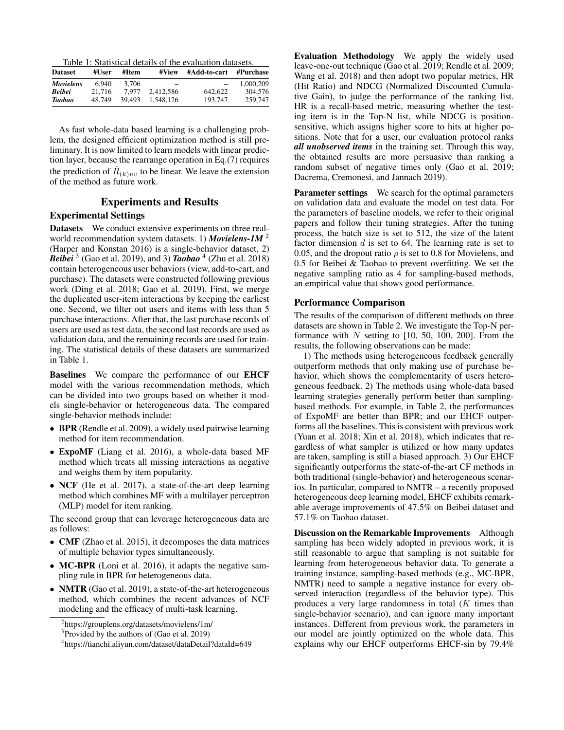Table 1: Statistical details of the evaluation datasets.

| Dataset | #User | #Item | #View | #Add-to-cart | #Purchase |
|---|---|---|---|---|---|
| ***Movielens*** | 6,940 | 3,706 | – | – | 1,000,209 |
| ***Beibei*** | 21,716 | 7,977 | 2,412,586 | 642,622 | 304,576 |
| ***Taobao*** | 48,749 | 39,493 | 1,548,126 | 193,747 | 259,747 |

As fast whole-data based learning is a challenging problem, the designed efficient optimization method is still preliminary. It is now limited to learn models with linear prediction layer, because the rearrange operation in Eq.(7) requires the prediction of $\hat{R}_{(k)uv}$ to be linear. We leave the extension of the method as future work.

## Experiments and Results

### Experimental Settings

**Datasets** We conduct extensive experiments on three real-world recommendation system datasets. 1) ***Movielens-1M*** [2] (Harper and Konstan 2016) is a single-behavior dataset, 2) ***Beibei*** [3] (Gao et al. 2019), and 3) ***Taobao*** [4] (Zhu et al. 2018) contain heterogeneous user behaviors (view, add-to-cart, and purchase). The datasets were constructed following previous work (Ding et al. 2018; Gao et al. 2019). First, we merge the duplicated user-item interactions by keeping the earliest one. Second, we filter out users and items with less than 5 purchase interactions. After that, the last purchase records of users are used as test data, the second last records are used as validation data, and the remaining records are used for training. The statistical details of these datasets are summarized in Table 1.

**Baselines** We compare the performance of our **EHCF** model with the various recommendation methods, which can be divided into two groups based on whether it models single-behavior or heterogeneous data. The compared single-behavior methods include:

- **BPR** (Rendle et al. 2009), a widely used pairwise learning method for item recommendation.
- **ExpoMF** (Liang et al. 2016), a whole-data based MF method which treats all missing interactions as negative and weighs them by item popularity.
- **NCF** (He et al. 2017), a state-of-the-art deep learning method which combines MF with a multilayer perceptron (MLP) model for item ranking.

The second group that can leverage heterogeneous data are as follows:

- **CMF** (Zhao et al. 2015), it decomposes the data matrices of multiple behavior types simultaneously.
- **MC-BPR** (Loni et al. 2016), it adapts the negative sampling rule in BPR for heterogeneous data.
- **NMTR** (Gao et al. 2019), a state-of-the-art heterogeneous method, which combines the recent advances of NCF modeling and the efficacy of multi-task learning.

[2]https://grouplens.org/datasets/movielens/1m/

[3]Provided by the authors of (Gao et al. 2019)

[4]https://tianchi.aliyun.com/dataset/dataDetail?dataId=649

**Evaluation Methodology** We apply the widely used leave-one-out technique (Gao et al. 2019; Rendle et al. 2009; Wang et al. 2018) and then adopt two popular metrics, HR (Hit Ratio) and NDCG (Normalized Discounted Cumulative Gain), to judge the performance of the ranking list. HR is a recall-based metric, measuring whether the testing item is in the Top-N list, while NDCG is position-sensitive, which assigns higher score to hits at higher positions. Note that for a user, our evaluation protocol ranks ***all unobserved items*** in the training set. Through this way, the obtained results are more persuasive than ranking a random subset of negative times only (Gao et al. 2019; Dacrema, Cremonesi, and Jannach 2019).

**Parameter settings** We search for the optimal parameters on validation data and evaluate the model on test data. For the parameters of baseline models, we refer to their original papers and follow their tuning strategies. After the tuning process, the batch size is set to 512, the size of the latent factor dimension $d$ is set to 64. The learning rate is set to 0.05, and the dropout ratio $\rho$ is set to 0.8 for Movielens, and 0.5 for Beibei & Taobao to prevent overfitting. We set the negative sampling ratio as 4 for sampling-based methods, an empirical value that shows good performance.

### Performance Comparison

The results of the comparison of different methods on three datasets are shown in Table 2. We investigate the Top-N performance with $N$ setting to [10, 50, 100, 200]. From the results, the following observations can be made:

1) The methods using heterogeneous feedback generally outperform methods that only making use of purchase behavior, which shows the complementarity of users heterogeneous feedback. 2) The methods using whole-data based learning strategies generally perform better than sampling-based methods. For example, in Table 2, the performances of ExpoMF are better than BPR; and our EHCF outperforms all the baselines. This is consistent with previous work (Yuan et al. 2018; Xin et al. 2018), which indicates that regardless of what sampler is utilized or how many updates are taken, sampling is still a biased approach. 3) Our EHCF significantly outperforms the state-of-the-art CF methods in both traditional (single-behavior) and heterogeneous scenarios. In particular, compared to NMTR – a recently proposed heterogeneous deep learning model, EHCF exhibits remarkable average improvements of 47.5% on Beibei dataset and 57.1% on Taobao dataset.

**Discussion on the Remarkable Improvements** Although sampling has been widely adopted in previous work, it is still reasonable to argue that sampling is not suitable for learning from heterogeneous behavior data. To generate a training instance, sampling-based methods (e.g., MC-BPR, NMTR) need to sample a negative instance for every observed interaction (regardless of the behavior type). This produces a very large randomness in total ($K$ times than single-behavior scenario), and can ignore many important instances. Different from previous work, the parameters in our model are jointly optimized on the whole data. This explains why our EHCF outperforms EHCF-sin by 79.4%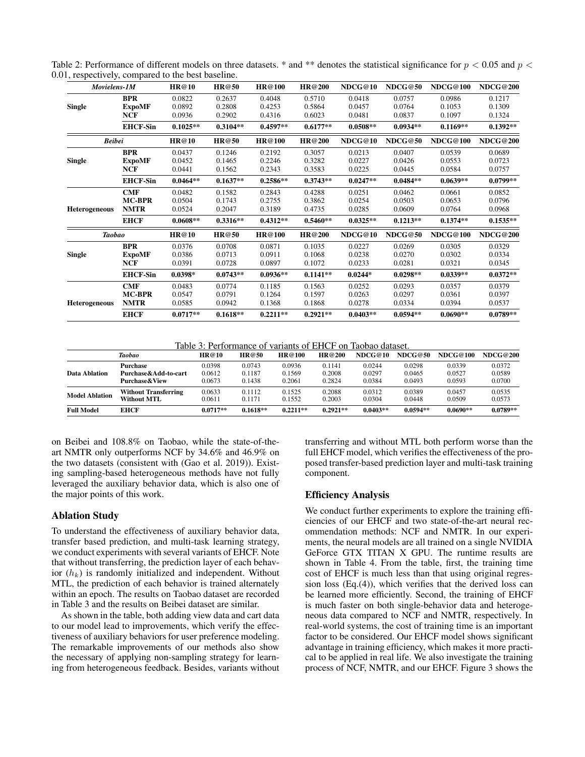Table 2: Performance of different models on three datasets. * and ** denotes the statistical significance for $p < 0.05$ and $p < 0.01$, respectively, compared to the best baseline.

| *Movielens-1M* | | HR@10 | HR@50 | HR@100 | HR@200 | NDCG@10 | NDCG@50 | NDCG@100 | NDCG@200 |
|---|---|---|---|---|---|---|---|---|---|
| Single | BPR | 0.0822 | 0.2637 | 0.4048 | 0.5710 | 0.0418 | 0.0757 | 0.0986 | 0.1217 |
| | ExpoMF | 0.0892 | 0.2808 | 0.4253 | 0.5864 | 0.0457 | 0.0764 | 0.1053 | 0.1309 |
| | NCF | 0.0936 | 0.2902 | 0.4316 | 0.6023 | 0.0481 | 0.0837 | 0.1097 | 0.1324 |
| | **EHCF-Sin** | **0.1025**** | **0.3104**** | **0.4597**** | **0.6177**** | **0.0508**** | **0.0934**** | **0.1169**** | **0.1392**** |
| *Beibei* | | HR@10 | HR@50 | HR@100 | HR@200 | NDCG@10 | NDCG@50 | NDCG@100 | NDCG@200 |
| Single | BPR | 0.0437 | 0.1246 | 0.2192 | 0.3057 | 0.0213 | 0.0407 | 0.0539 | 0.0689 |
| | ExpoMF | 0.0452 | 0.1465 | 0.2246 | 0.3282 | 0.0227 | 0.0426 | 0.0553 | 0.0723 |
| | NCF | 0.0441 | 0.1562 | 0.2343 | 0.3583 | 0.0225 | 0.0445 | 0.0584 | 0.0757 |
| | **EHCF-Sin** | **0.0464**** | **0.1637**** | **0.2586**** | **0.3743**** | **0.0247**** | **0.0484**** | **0.0639**** | **0.0799**** |
| Heterogeneous | CMF | 0.0482 | 0.1582 | 0.2843 | 0.4288 | 0.0251 | 0.0462 | 0.0661 | 0.0852 |
| | MC-BPR | 0.0504 | 0.1743 | 0.2755 | 0.3862 | 0.0254 | 0.0503 | 0.0653 | 0.0796 |
| | NMTR | 0.0524 | 0.2047 | 0.3189 | 0.4735 | 0.0285 | 0.0609 | 0.0764 | 0.0968 |
| | **EHCF** | **0.0608**** | **0.3316**** | **0.4312**** | **0.5460**** | **0.0325**** | **0.1213**** | **0.1374**** | **0.1535**** |
| *Taobao* | | HR@10 | HR@50 | HR@100 | HR@200 | NDCG@10 | NDCG@50 | NDCG@100 | NDCG@200 |
| Single | BPR | 0.0376 | 0.0708 | 0.0871 | 0.1035 | 0.0227 | 0.0269 | 0.0305 | 0.0329 |
| | ExpoMF | 0.0386 | 0.0713 | 0.0911 | 0.1068 | 0.0238 | 0.0270 | 0.0302 | 0.0334 |
| | NCF | 0.0391 | 0.0728 | 0.0897 | 0.1072 | 0.0233 | 0.0281 | 0.0321 | 0.0345 |
| | **EHCF-Sin** | **0.0398*** | **0.0743**** | **0.0936**** | **0.1141**** | **0.0244*** | **0.0298**** | **0.0339**** | **0.0372**** |
| Heterogeneous | CMF | 0.0483 | 0.0774 | 0.1185 | 0.1563 | 0.0252 | 0.0293 | 0.0357 | 0.0379 |
| | MC-BPR | 0.0547 | 0.0791 | 0.1264 | 0.1597 | 0.0263 | 0.0297 | 0.0361 | 0.0397 |
| | NMTR | 0.0585 | 0.0942 | 0.1368 | 0.1868 | 0.0278 | 0.0334 | 0.0394 | 0.0537 |
| | **EHCF** | **0.0717**** | **0.1618**** | **0.2211**** | **0.2921**** | **0.0403**** | **0.0594**** | **0.0690**** | **0.0789**** |

Table 3: Performance of variants of EHCF on Taobao dataset.

| | *Taobao* | HR@10 | HR@50 | HR@100 | HR@200 | NDCG@10 | NDCG@50 | NDCG@100 | NDCG@200 |
|---|---|---|---|---|---|---|---|---|---|
| Data Ablation | Purchase | 0.0398 | 0.0743 | 0.0936 | 0.1141 | 0.0244 | 0.0298 | 0.0339 | 0.0372 |
| | Purchase&Add-to-cart | 0.0612 | 0.1187 | 0.1569 | 0.2008 | 0.0297 | 0.0465 | 0.0527 | 0.0589 |
| | Purchase&View | 0.0673 | 0.1438 | 0.2061 | 0.2824 | 0.0384 | 0.0493 | 0.0593 | 0.0700 |
| Model Ablation | Without Transferring | 0.0633 | 0.1112 | 0.1525 | 0.2088 | 0.0312 | 0.0389 | 0.0457 | 0.0535 |
| | Without MTL | 0.0611 | 0.1171 | 0.1552 | 0.2003 | 0.0304 | 0.0448 | 0.0509 | 0.0573 |
| Full Model | EHCF | **0.0717**** | **0.1618**** | **0.2211**** | **0.2921**** | **0.0403**** | **0.0594**** | **0.0690**** | **0.0789**** |

on Beibei and 108.8% on Taobao, while the state-of-the-art NMTR only outperforms NCF by 34.6% and 46.9% on the two datasets (consistent with (Gao et al. 2019)). Existing sampling-based heterogeneous methods have not fully leveraged the auxiliary behavior data, which is also one of the major points of this work.

## Ablation Study

To understand the effectiveness of auxiliary behavior data, transfer based prediction, and multi-task learning strategy, we conduct experiments with several variants of EHCF. Note that without transferring, the prediction layer of each behavior ($h_k$) is randomly initialized and independent. Without MTL, the prediction of each behavior is trained alternately within an epoch. The results on Taobao dataset are recorded in Table 3 and the results on Beibei dataset are similar.

As shown in the table, both adding view data and cart data to our model lead to improvements, which verify the effectiveness of auxiliary behaviors for user preference modeling. The remarkable improvements of our methods also show the necessary of applying non-sampling strategy for learning from heterogeneous feedback. Besides, variants without transferring and without MTL both perform worse than the full EHCF model, which verifies the effectiveness of the proposed transfer-based prediction layer and multi-task training component.

## Efficiency Analysis

We conduct further experiments to explore the training efficiencies of our EHCF and two state-of-the-art neural recommendation methods: NCF and NMTR. In our experiments, the neural models are all trained on a single NVIDIA GeForce GTX TITAN X GPU. The runtime results are shown in Table 4. From the table, first, the training time cost of EHCF is much less than that using original regression loss (Eq.(4)), which verifies that the derived loss can be learned more efficiently. Second, the training of EHCF is much faster on both single-behavior data and heterogeneous data compared to NCF and NMTR, respectively. In real-world systems, the cost of training time is an important factor to be considered. Our EHCF model shows significant advantage in training efficiency, which makes it more practical to be applied in real life. We also investigate the training process of NCF, NMTR, and our EHCF. Figure 3 shows the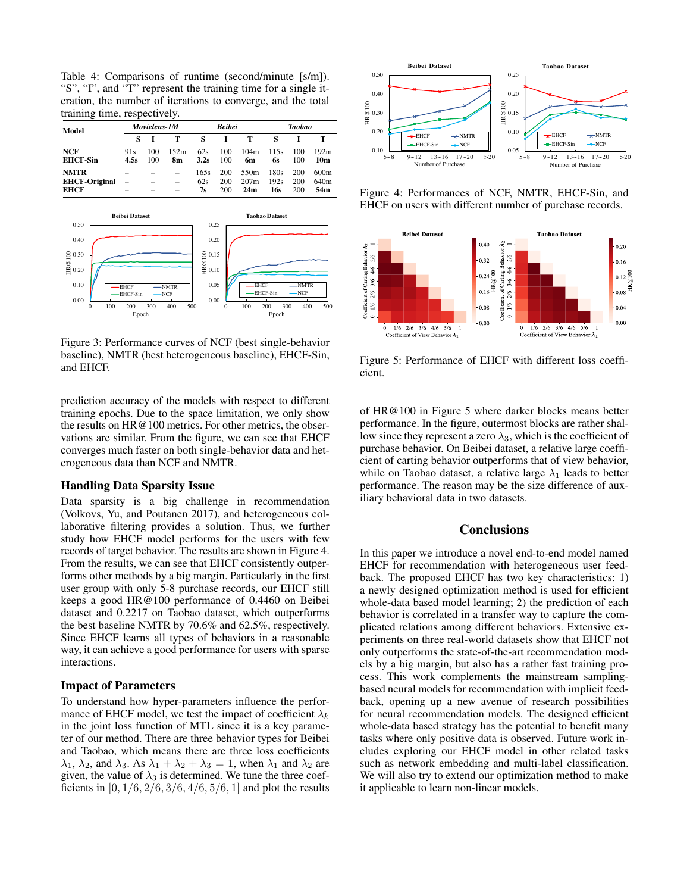Table 4: Comparisons of runtime (second/minute [s/m]). "S", "I", and "T" represent the training time for a single iteration, the number of iterations to converge, and the total training time, respectively.

| Model | *Movielens-1M* | | | *Beibei* | | | *Taobao* | | |
|---|---|---|---|---|---|---|---|---|---|
| | **S** | **I** | **T** | **S** | **I** | **T** | **S** | **I** | **T** |
| **NCF** | 91s | 100 | 152m | 62s | 100 | 104m | 115s | 100 | 192m |
| **EHCF-Sin** | **4.5s** | 100 | **8m** | **3.2s** | 100 | **6m** | **6s** | 100 | **10m** |
| **NMTR** | – | – | – | 165s | 200 | 550m | 180s | 200 | 600m |
| **EHCF-Original** | – | – | – | 62s | 200 | 207m | 192s | 200 | 640m |
| **EHCF** | – | – | – | **7s** | 200 | **24m** | **16s** | 200 | **54m** |

Figure 3: Performance curves of NCF (best single-behavior baseline), NMTR (best heterogeneous baseline), EHCF-Sin, and EHCF.

prediction accuracy of the models with respect to different training epochs. Due to the space limitation, we only show the results on HR@100 metrics. For other metrics, the observations are similar. From the figure, we can see that EHCF converges much faster on both single-behavior data and heterogeneous data than NCF and NMTR.

## Handling Data Sparsity Issue

Data sparsity is a big challenge in recommendation (Volkovs, Yu, and Poutanen 2017), and heterogeneous collaborative filtering provides a solution. Thus, we further study how EHCF model performs for the users with few records of target behavior. The results are shown in Figure 4. From the results, we can see that EHCF consistently outperforms other methods by a big margin. Particularly in the first user group with only 5-8 purchase records, our EHCF still keeps a good HR@100 performance of 0.4460 on Beibei dataset and 0.2217 on Taobao dataset, which outperforms the best baseline NMTR by 70.6% and 62.5%, respectively. Since EHCF learns all types of behaviors in a reasonable way, it can achieve a good performance for users with sparse interactions.

## Impact of Parameters

To understand how hyper-parameters influence the performance of EHCF model, we test the impact of coefficient $\lambda_k$ in the joint loss function of MTL since it is a key parameter of our method. There are three behavior types for Beibei and Taobao, which means there are three loss coefficients $\lambda_1$, $\lambda_2$, and $\lambda_3$. As $\lambda_1 + \lambda_2 + \lambda_3 = 1$, when $\lambda_1$ and $\lambda_2$ are given, the value of $\lambda_3$ is determined. We tune the three coefficients in $[0, 1/6, 2/6, 3/6, 4/6, 5/6, 1]$ and plot the results

Figure 4: Performances of NCF, NMTR, EHCF-Sin, and EHCF on users with different number of purchase records.

Figure 5: Performance of EHCF with different loss coefficient.

of HR@100 in Figure 5 where darker blocks means better performance. In the figure, outermost blocks are rather shallow since they represent a zero $\lambda_3$, which is the coefficient of purchase behavior. On Beibei dataset, a relative large coefficient of carting behavior outperforms that of view behavior, while on Taobao dataset, a relative large $\lambda_1$ leads to better performance. The reason may be the size difference of auxiliary behavioral data in two datasets.

## Conclusions

In this paper we introduce a novel end-to-end model named EHCF for recommendation with heterogeneous user feedback. The proposed EHCF has two key characteristics: 1) a newly designed optimization method is used for efficient whole-data based model learning; 2) the prediction of each behavior is correlated in a transfer way to capture the complicated relations among different behaviors. Extensive experiments on three real-world datasets show that EHCF not only outperforms the state-of-the-art recommendation models by a big margin, but also has a rather fast training process. This work complements the mainstream sampling-based neural models for recommendation with implicit feedback, opening up a new avenue of research possibilities for neural recommendation models. The designed efficient whole-data based strategy has the potential to benefit many tasks where only positive data is observed. Future work includes exploring our EHCF model in other related tasks such as network embedding and multi-label classification. We will also try to extend our optimization method to make it applicable to learn non-linear models.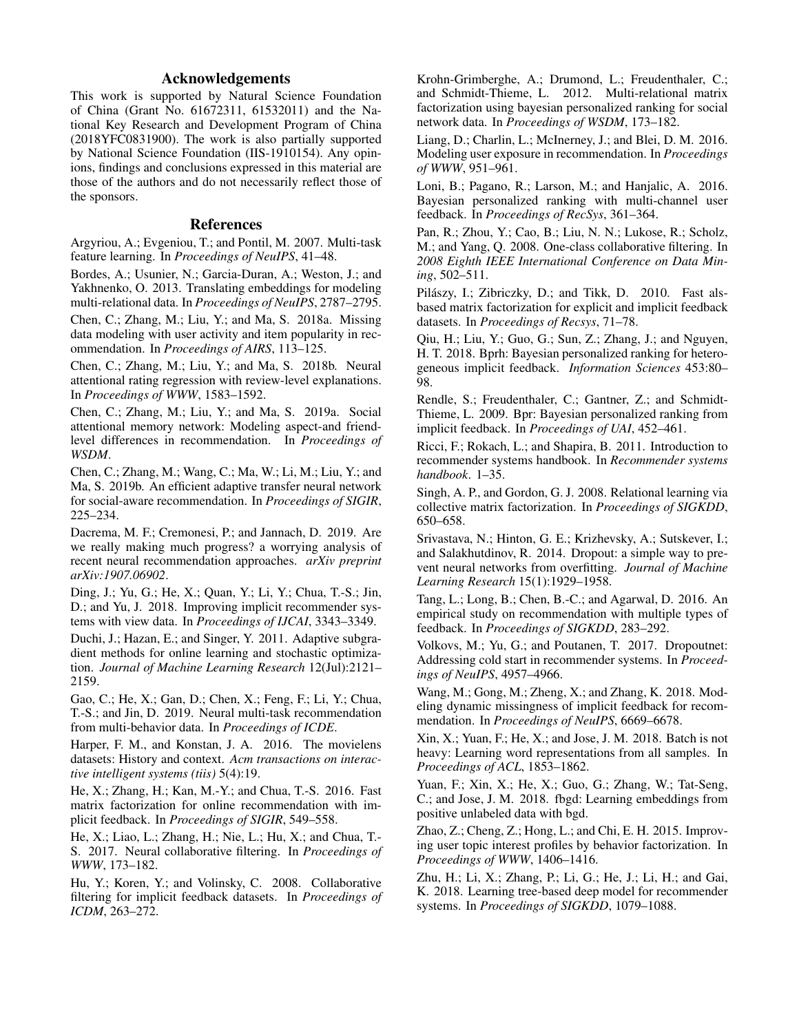## Acknowledgements

This work is supported by Natural Science Foundation of China (Grant No. 61672311, 61532011) and the National Key Research and Development Program of China (2018YFC0831900). The work is also partially supported by National Science Foundation (IIS-1910154). Any opinions, findings and conclusions expressed in this material are those of the authors and do not necessarily reflect those of the sponsors.

## References

Argyriou, A.; Evgeniou, T.; and Pontil, M. 2007. Multi-task feature learning. In *Proceedings of NeuIPS*, 41–48.

Bordes, A.; Usunier, N.; Garcia-Duran, A.; Weston, J.; and Yakhnenko, O. 2013. Translating embeddings for modeling multi-relational data. In *Proceedings of NeuIPS*, 2787–2795.

Chen, C.; Zhang, M.; Liu, Y.; and Ma, S. 2018a. Missing data modeling with user activity and item popularity in recommendation. In *Proceedings of AIRS*, 113–125.

Chen, C.; Zhang, M.; Liu, Y.; and Ma, S. 2018b. Neural attentional rating regression with review-level explanations. In *Proceedings of WWW*, 1583–1592.

Chen, C.; Zhang, M.; Liu, Y.; and Ma, S. 2019a. Social attentional memory network: Modeling aspect-and friend-level differences in recommendation. In *Proceedings of WSDM*.

Chen, C.; Zhang, M.; Wang, C.; Ma, W.; Li, M.; Liu, Y.; and Ma, S. 2019b. An efficient adaptive transfer neural network for social-aware recommendation. In *Proceedings of SIGIR*, 225–234.

Dacrema, M. F.; Cremonesi, P.; and Jannach, D. 2019. Are we really making much progress? a worrying analysis of recent neural recommendation approaches. *arXiv preprint arXiv:1907.06902*.

Ding, J.; Yu, G.; He, X.; Quan, Y.; Li, Y.; Chua, T.-S.; Jin, D.; and Yu, J. 2018. Improving implicit recommender systems with view data. In *Proceedings of IJCAI*, 3343–3349.

Duchi, J.; Hazan, E.; and Singer, Y. 2011. Adaptive subgradient methods for online learning and stochastic optimization. *Journal of Machine Learning Research* 12(Jul):2121–2159.

Gao, C.; He, X.; Gan, D.; Chen, X.; Feng, F.; Li, Y.; Chua, T.-S.; and Jin, D. 2019. Neural multi-task recommendation from multi-behavior data. In *Proceedings of ICDE*.

Harper, F. M., and Konstan, J. A. 2016. The movielens datasets: History and context. *Acm transactions on interactive intelligent systems (tiis)* 5(4):19.

He, X.; Zhang, H.; Kan, M.-Y.; and Chua, T.-S. 2016. Fast matrix factorization for online recommendation with implicit feedback. In *Proceedings of SIGIR*, 549–558.

He, X.; Liao, L.; Zhang, H.; Nie, L.; Hu, X.; and Chua, T.-S. 2017. Neural collaborative filtering. In *Proceedings of WWW*, 173–182.

Hu, Y.; Koren, Y.; and Volinsky, C. 2008. Collaborative filtering for implicit feedback datasets. In *Proceedings of ICDM*, 263–272.

Krohn-Grimberghe, A.; Drumond, L.; Freudenthaler, C.; and Schmidt-Thieme, L. 2012. Multi-relational matrix factorization using bayesian personalized ranking for social network data. In *Proceedings of WSDM*, 173–182.

Liang, D.; Charlin, L.; McInerney, J.; and Blei, D. M. 2016. Modeling user exposure in recommendation. In *Proceedings of WWW*, 951–961.

Loni, B.; Pagano, R.; Larson, M.; and Hanjalic, A. 2016. Bayesian personalized ranking with multi-channel user feedback. In *Proceedings of RecSys*, 361–364.

Pan, R.; Zhou, Y.; Cao, B.; Liu, N. N.; Lukose, R.; Scholz, M.; and Yang, Q. 2008. One-class collaborative filtering. In *2008 Eighth IEEE International Conference on Data Mining*, 502–511.

Pilászy, I.; Zibriczky, D.; and Tikk, D. 2010. Fast als-based matrix factorization for explicit and implicit feedback datasets. In *Proceedings of Recsys*, 71–78.

Qiu, H.; Liu, Y.; Guo, G.; Sun, Z.; Zhang, J.; and Nguyen, H. T. 2018. Bprh: Bayesian personalized ranking for heterogeneous implicit feedback. *Information Sciences* 453:80–98.

Rendle, S.; Freudenthaler, C.; Gantner, Z.; and Schmidt-Thieme, L. 2009. Bpr: Bayesian personalized ranking from implicit feedback. In *Proceedings of UAI*, 452–461.

Ricci, F.; Rokach, L.; and Shapira, B. 2011. Introduction to recommender systems handbook. In *Recommender systems handbook*. 1–35.

Singh, A. P., and Gordon, G. J. 2008. Relational learning via collective matrix factorization. In *Proceedings of SIGKDD*, 650–658.

Srivastava, N.; Hinton, G. E.; Krizhevsky, A.; Sutskever, I.; and Salakhutdinov, R. 2014. Dropout: a simple way to prevent neural networks from overfitting. *Journal of Machine Learning Research* 15(1):1929–1958.

Tang, L.; Long, B.; Chen, B.-C.; and Agarwal, D. 2016. An empirical study on recommendation with multiple types of feedback. In *Proceedings of SIGKDD*, 283–292.

Volkovs, M.; Yu, G.; and Poutanen, T. 2017. Dropoutnet: Addressing cold start in recommender systems. In *Proceedings of NeuIPS*, 4957–4966.

Wang, M.; Gong, M.; Zheng, X.; and Zhang, K. 2018. Modeling dynamic missingness of implicit feedback for recommendation. In *Proceedings of NeuIPS*, 6669–6678.

Xin, X.; Yuan, F.; He, X.; and Jose, J. M. 2018. Batch is not heavy: Learning word representations from all samples. In *Proceedings of ACL*, 1853–1862.

Yuan, F.; Xin, X.; He, X.; Guo, G.; Zhang, W.; Tat-Seng, C.; and Jose, J. M. 2018. fbgd: Learning embeddings from positive unlabeled data with bgd.

Zhao, Z.; Cheng, Z.; Hong, L.; and Chi, E. H. 2015. Improving user topic interest profiles by behavior factorization. In *Proceedings of WWW*, 1406–1416.

Zhu, H.; Li, X.; Zhang, P.; Li, G.; He, J.; Li, H.; and Gai, K. 2018. Learning tree-based deep model for recommender systems. In *Proceedings of SIGKDD*, 1079–1088.